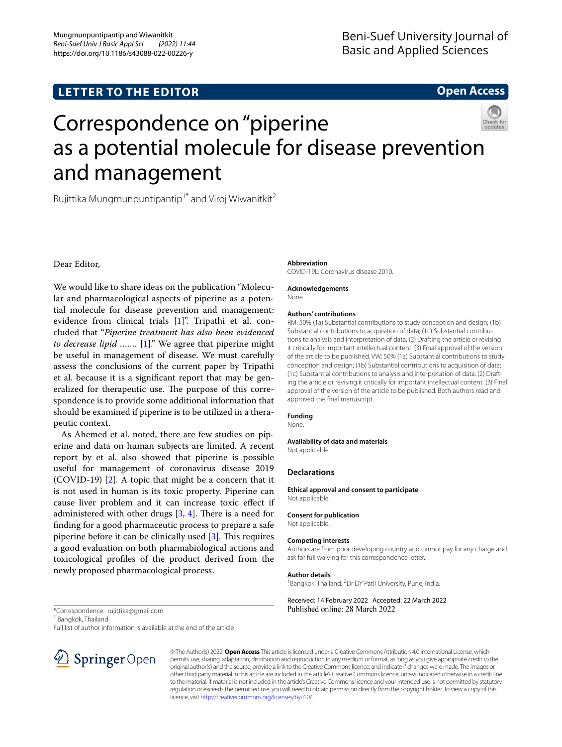LETTER TO THE EDITOR

Open Access

# Correspondence on "piperine as a potential molecule for disease prevention and management

Rujittika Mungmunpuntipantip[1*] and Viroj Wiwanitkit[2]

Dear Editor,

We would like to share ideas on the publication "Molecular and pharmacological aspects of piperine as a potential molecule for disease prevention and management: evidence from clinical trials [1]". Tripathi et al. concluded that "*Piperine treatment has also been evidenced to decrease lipid …….* [1]." We agree that piperine might be useful in management of disease. We must carefully assess the conclusions of the current paper by Tripathi et al. because it is a significant report that may be generalized for therapeutic use. The purpose of this correspondence is to provide some additional information that should be examined if piperine is to be utilized in a therapeutic context.

As Ahemed et al. noted, there are few studies on piperine and data on human subjects are limited. A recent report by et al. also showed that piperine is possible useful for management of coronavirus disease 2019 (COVID-19) [2]. A topic that might be a concern that it is not used in human is its toxic property. Piperine can cause liver problem and it can increase toxic effect if administered with other drugs [3, 4]. There is a need for finding for a good pharmaceutic process to prepare a safe piperine before it can be clinically used [3]. This requires a good evaluation on both pharmabiological actions and toxicological profiles of the product derived from the newly proposed pharmacological process.

*Correspondence: rujittika@gmail.com

[1] Bangkok, Thailand

Full list of author information is available at the end of the article

**Abbreviation**

COVID-19L: Coronavirus disease 2010.

**Acknowledgements**

None.

**Authors' contributions**

RM: 50% (1a) Substantial contributions to study conception and design; (1b) Substantial contributions to acquisition of data; (1c) Substantial contributions to analysis and interpretation of data. (2) Drafting the article or revising it critically for important intellectual content. (3) Final approval of the version of the article to be published. VW: 50% (1a) Substantial contributions to study conception and design; (1b) Substantial contributions to acquisition of data; (1c) Substantial contributions to analysis and interpretation of data. (2) Drafting the article or revising it critically for important intellectual content. (3) Final approval of the version of the article to be published. Both authors read and approved the final manuscript.

**Funding**

None.

**Availability of data and materials**

Not applicable.

## Declarations

**Ethical approval and consent to participate**

Not applicable.

**Consent for publication**

Not applicable.

**Competing interests**

Authors are from poor developing country and cannot pay for any charge and ask for full waiving for this correspondence letter.

**Author details**

[1]Bangkok, Thailand. [2]Dr DY Patil University, Pune, India.

Received: 14 February 2022 Accepted: 22 March 2022

Published online: 28 March 2022

© The Author(s) 2022. **Open Access** This article is licensed under a Creative Commons Attribution 4.0 International License, which permits use, sharing, adaptation, distribution and reproduction in any medium or format, as long as you give appropriate credit to the original author(s) and the source, provide a link to the Creative Commons licence, and indicate if changes were made. The images or other third party material in this article are included in the article's Creative Commons licence, unless indicated otherwise in a credit line to the material. If material is not included in the article's Creative Commons licence and your intended use is not permitted by statutory regulation or exceeds the permitted use, you will need to obtain permission directly from the copyright holder. To view a copy of this licence, visit http://creativecommons.org/licenses/by/4.0/.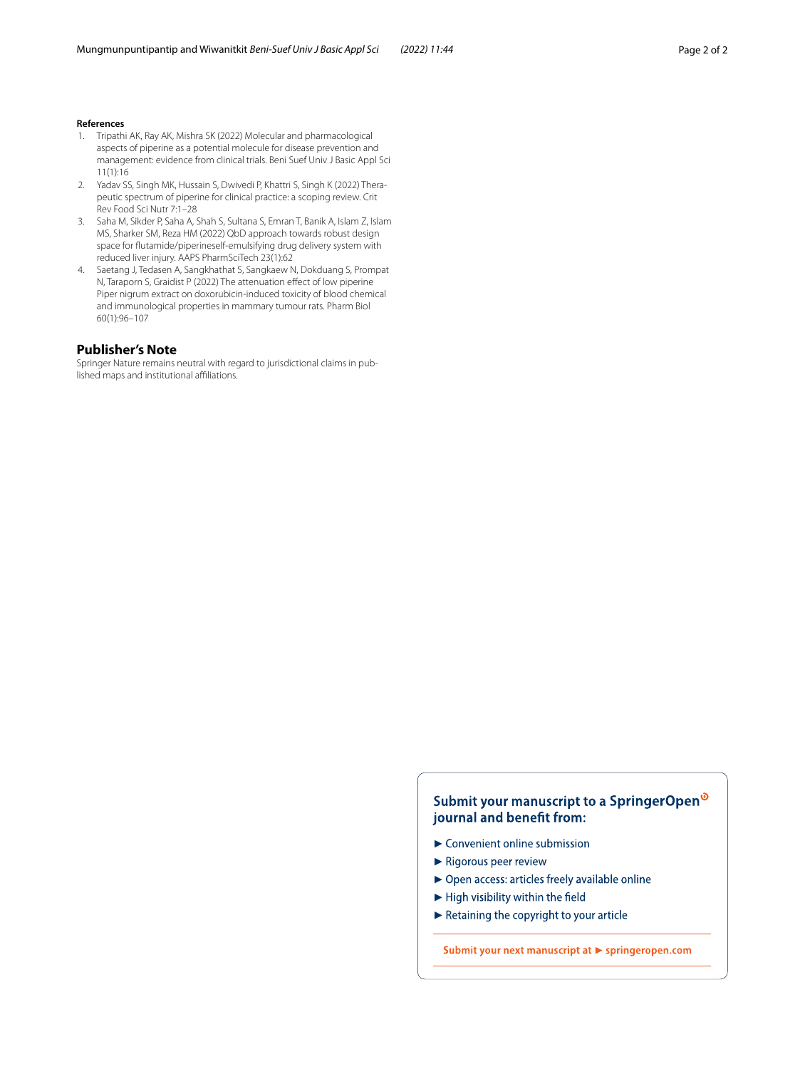### References

1. Tripathi AK, Ray AK, Mishra SK (2022) Molecular and pharmacological aspects of piperine as a potential molecule for disease prevention and management: evidence from clinical trials. Beni Suef Univ J Basic Appl Sci 11(1):16
2. Yadav SS, Singh MK, Hussain S, Dwivedi P, Khattri S, Singh K (2022) Therapeutic spectrum of piperine for clinical practice: a scoping review. Crit Rev Food Sci Nutr 7:1–28
3. Saha M, Sikder P, Saha A, Shah S, Sultana S, Emran T, Banik A, Islam Z, Islam MS, Sharker SM, Reza HM (2022) QbD approach towards robust design space for flutamide/piperineself-emulsifying drug delivery system with reduced liver injury. AAPS PharmSciTech 23(1):62
4. Saetang J, Tedasen A, Sangkhathat S, Sangkaew N, Dokduang S, Prompat N, Taraporn S, Graidist P (2022) The attenuation effect of low piperine Piper nigrum extract on doxorubicin-induced toxicity of blood chemical and immunological properties in mammary tumour rats. Pharm Biol 60(1):96–107

## Publisher's Note

Springer Nature remains neutral with regard to jurisdictional claims in published maps and institutional affiliations.

**Submit your manuscript to a SpringerOpen journal and benefit from:**

- ► Convenient online submission
- ► Rigorous peer review
- ► Open access: articles freely available online
- ► High visibility within the field
- ► Retaining the copyright to your article

**Submit your next manuscript at ► springeropen.com**